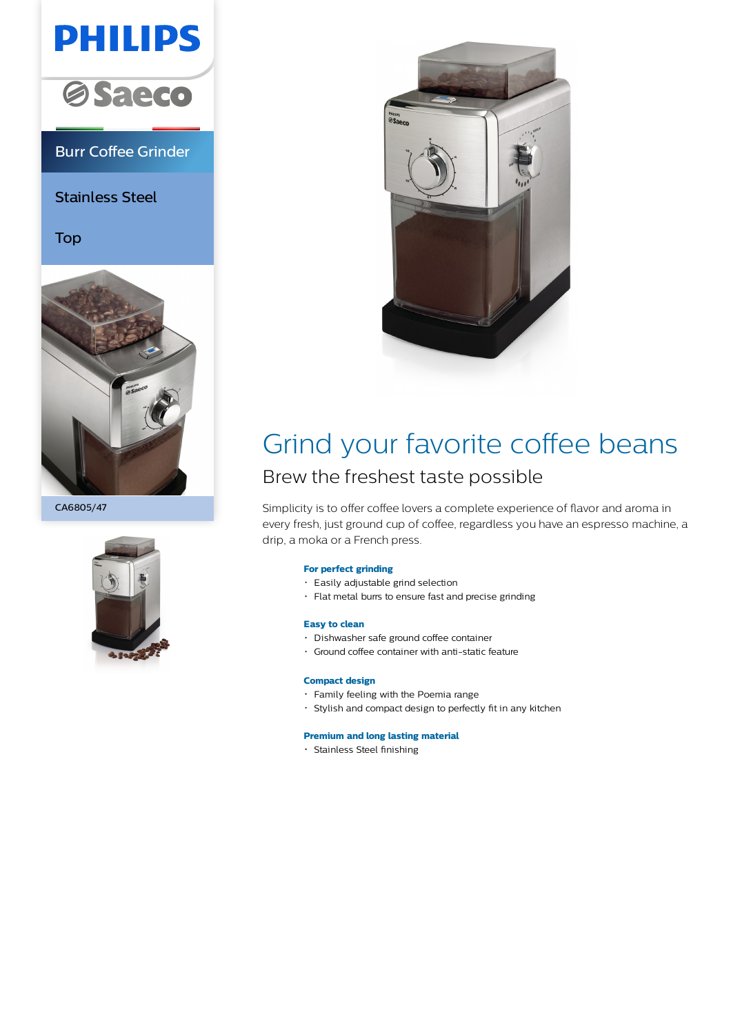PHILIPS

Saeco

Burr Coffee Grinder

Stainless Steel

Top

CA6805/47

# Grind your favorite coffee beans

## Brew the freshest taste possible

Simplicity is to offer coffee lovers a complete experience of flavor and aroma in every fresh, just ground cup of coffee, regardless you have an espresso machine, a drip, a moka or a French press.

### For perfect grinding

- Easily adjustable grind selection
- Flat metal burrs to ensure fast and precise grinding

### Easy to clean

- Dishwasher safe ground coffee container
- Ground coffee container with anti-static feature

### Compact design

- Family feeling with the Poemia range
- Stylish and compact design to perfectly fit in any kitchen

### Premium and long lasting material

- Stainless Steel finishing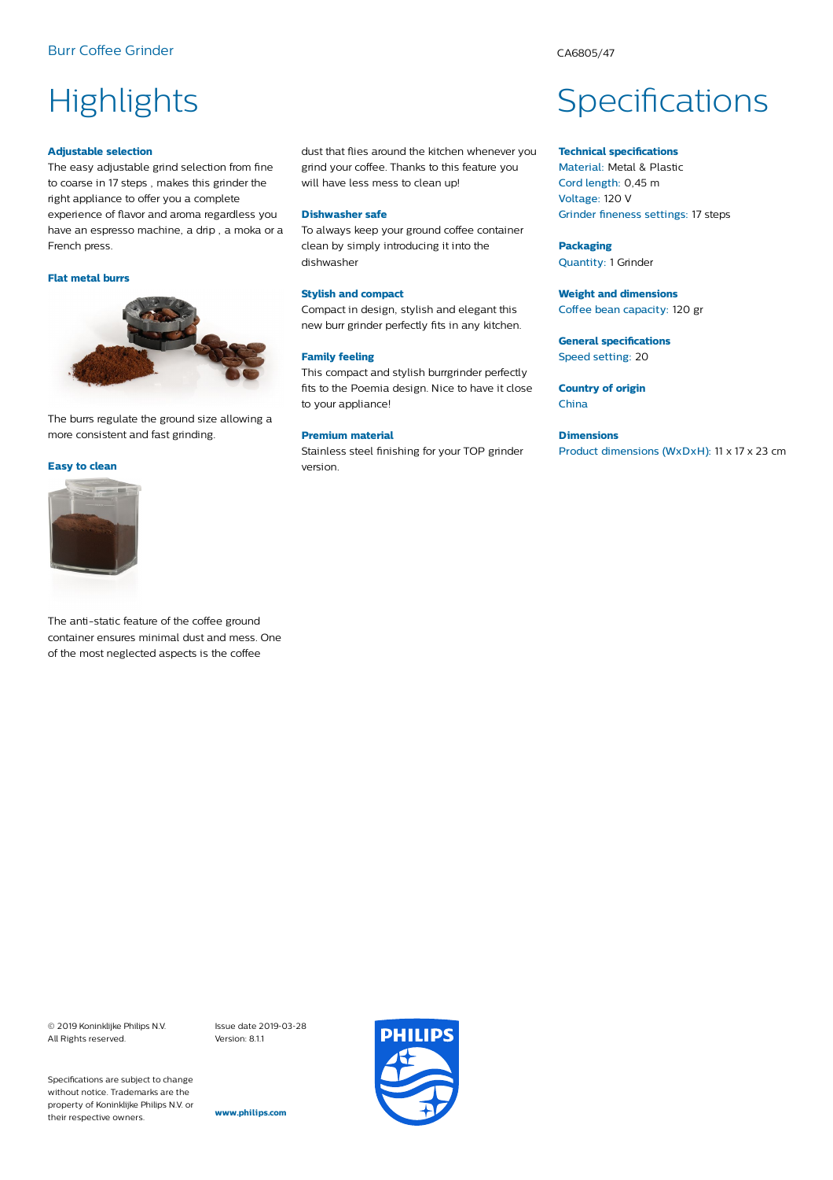Burr Coffee Grinder

CA6805/47

# Highlights

### Adjustable selection

The easy adjustable grind selection from fine to coarse in 17 steps , makes this grinder the right appliance to offer you a complete experience of flavor and aroma regardless you have an espresso machine, a drip , a moka or a French press.

### Flat metal burrs

The burrs regulate the ground size allowing a more consistent and fast grinding.

### Easy to clean

The anti-static feature of the coffee ground container ensures minimal dust and mess. One of the most neglected aspects is the coffee dust that flies around the kitchen whenever you grind your coffee. Thanks to this feature you will have less mess to clean up!

### Dishwasher safe

To always keep your ground coffee container clean by simply introducing it into the dishwasher

### Stylish and compact

Compact in design, stylish and elegant this new burr grinder perfectly fits in any kitchen.

### Family feeling

This compact and stylish burrgrinder perfectly fits to the Poemia design. Nice to have it close to your appliance!

### Premium material

Stainless steel finishing for your TOP grinder version.

# Specifications

### Technical specifications

- Material: Metal & Plastic
- Cord length: 0,45 m
- Voltage: 120 V
- Grinder fineness settings: 17 steps

### Packaging

- Quantity: 1 Grinder

### Weight and dimensions

- Coffee bean capacity: 120 gr

### General specifications

- Speed setting: 20

### Country of origin

- China

### Dimensions

- Product dimensions (WxDxH): 11 x 17 x 23 cm

© 2019 Koninklijke Philips N.V.
All Rights reserved.

Issue date 2019-03-28
Version: 8.1.1

Specifications are subject to change without notice. Trademarks are the property of Koninklijke Philips N.V. or their respective owners.

www.philips.com